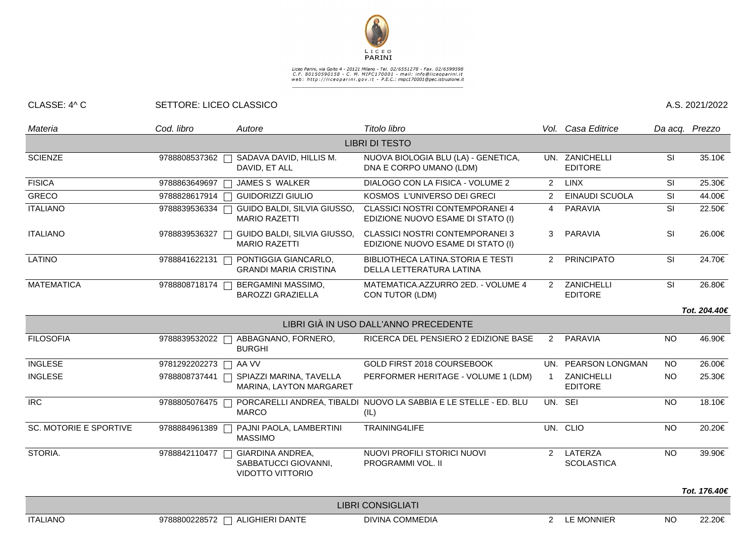LICEO PARINI

Liceo Parini, via Goito 4 - 20121 Milano - Tel. 02/6551278 - Fax. 02/6599598
C.F. 80150590158 - C. M. MIPC170001 - mail: info@liceoparini.it
web: http://liceoparini.gov.it - P.E.C.: mipc170001@pec.istruzione.it

CLASSE: 4^ C | SETTORE: LICEO CLASSICO | A.S. 2021/2022

| *Materia* | *Cod. libro* | *Autore* | *Titolo libro* | *Vol.* | *Casa Editrice* | *Da acq.* | *Prezzo* |
|---|---|---|---|---|---|---|---|
| | | | LIBRI DI TESTO | | | | |
| SCIENZE | 9788808537362 | SADAVA DAVID, HILLIS M. DAVID, ET ALL | NUOVA BIOLOGIA BLU (LA) - GENETICA, DNA E CORPO UMANO (LDM) | UN. | ZANICHELLI EDITORE | SI | 35.10€ |
| FISICA | 9788863649697 | JAMES S WALKER | DIALOGO CON LA FISICA - VOLUME 2 | 2 | LINX | SI | 25.30€ |
| GRECO | 9788828617914 | GUIDORIZZI GIULIO | KOSMOS L'UNIVERSO DEI GRECI | 2 | EINAUDI SCUOLA | SI | 44.00€ |
| ITALIANO | 9788839536334 | GUIDO BALDI, SILVIA GIUSSO, MARIO RAZETTI | CLASSICI NOSTRI CONTEMPORANEI 4 EDIZIONE NUOVO ESAME DI STATO (I) | 4 | PARAVIA | SI | 22.50€ |
| ITALIANO | 9788839536327 | GUIDO BALDI, SILVIA GIUSSO, MARIO RAZETTI | CLASSICI NOSTRI CONTEMPORANEI 3 EDIZIONE NUOVO ESAME DI STATO (I) | 3 | PARAVIA | SI | 26.00€ |
| LATINO | 9788841622131 | PONTIGGIA GIANCARLO, GRANDI MARIA CRISTINA | BIBLIOTHECA LATINA.STORIA E TESTI DELLA LETTERATURA LATINA | 2 | PRINCIPATO | SI | 24.70€ |
| MATEMATICA | 9788808718174 | BERGAMINI MASSIMO, BAROZZI GRAZIELLA | MATEMATICA.AZZURRO 2ED. - VOLUME 4 CON TUTOR (LDM) | 2 | ZANICHELLI EDITORE | SI | 26.80€ |
| | | | | | | | ***Tot. 204.40€*** |
| | | | LIBRI GIÀ IN USO DALL'ANNO PRECEDENTE | | | | |
| FILOSOFIA | 9788839532022 | ABBAGNANO, FORNERO, BURGHI | RICERCA DEL PENSIERO 2 EDIZIONE BASE | 2 | PARAVIA | NO | 46.90€ |
| INGLESE | 9781292202273 | AA VV | GOLD FIRST 2018 COURSEBOOK | UN. | PEARSON LONGMAN | NO | 26.00€ |
| INGLESE | 9788808737441 | SPIAZZI MARINA, TAVELLA MARINA, LAYTON MARGARET | PERFORMER HERITAGE - VOLUME 1 (LDM) | 1 | ZANICHELLI EDITORE | NO | 25.30€ |
| IRC | 9788805076475 | PORCARELLI ANDREA, TIBALDI MARCO | NUOVO LA SABBIA E LE STELLE - ED. BLU (IL) | UN. | SEI | NO | 18.10€ |
| SC. MOTORIE E SPORTIVE | 9788884961389 | PAJNI PAOLA, LAMBERTINI MASSIMO | TRAINING4LIFE | UN. | CLIO | NO | 20.20€ |
| STORIA. | 9788842110477 | GIARDINA ANDREA, SABBATUCCI GIOVANNI, VIDOTTO VITTORIO | NUOVI PROFILI STORICI NUOVI PROGRAMMI VOL. II | 2 | LATERZA SCOLASTICA | NO | 39.90€ |
| | | | | | | | ***Tot. 176.40€*** |
| | | | LIBRI CONSIGLIATI | | | | |
| ITALIANO | 9788800228572 | ALIGHIERI DANTE | DIVINA COMMEDIA | 2 | LE MONNIER | NO | 22.20€ |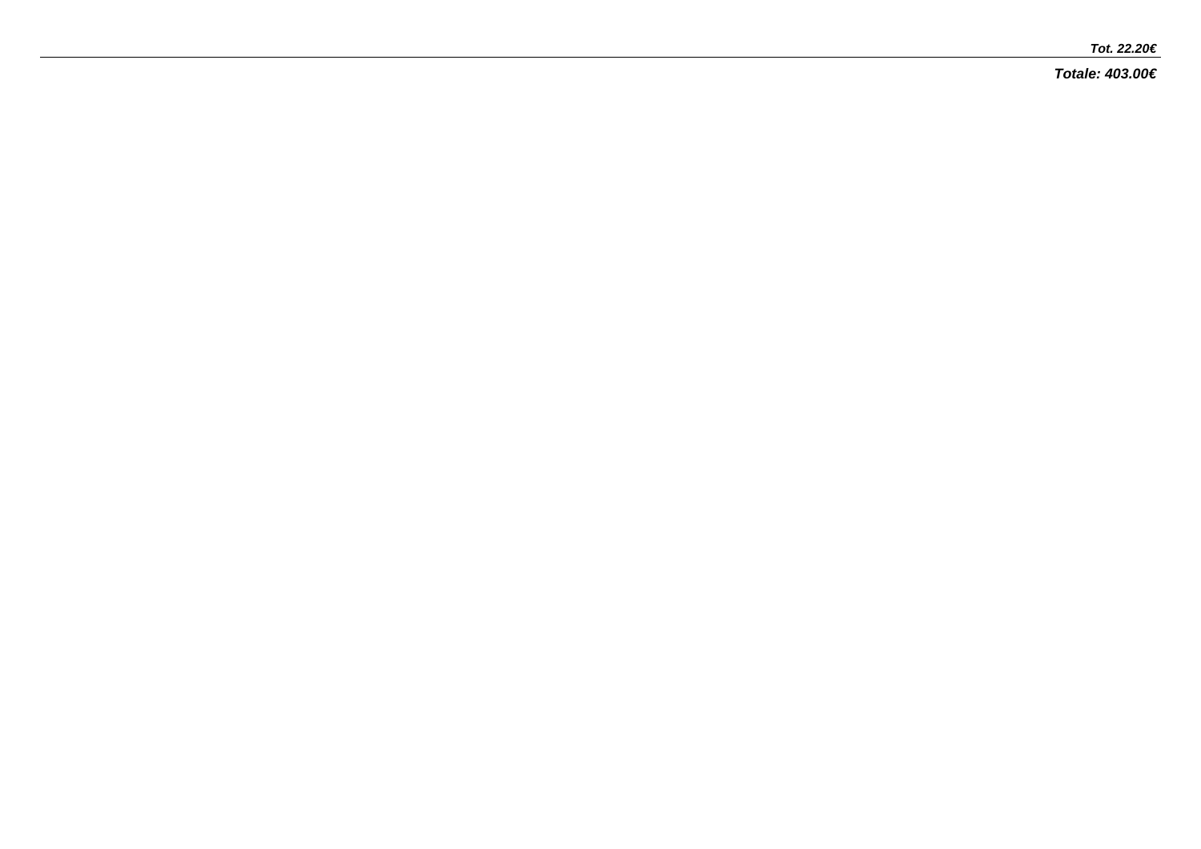***Tot. 22.20€***

---

***Totale: 403.00€***